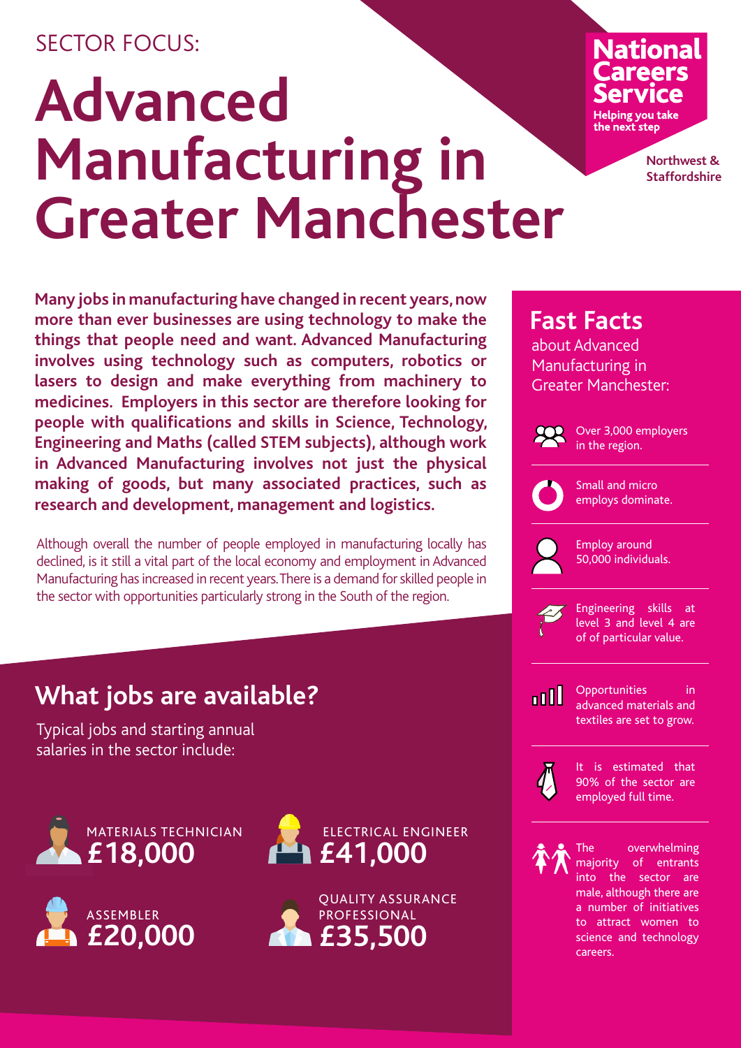SECTOR FOCUS:

# Advanced Manufacturing in Greater Manchester

**National Careers Service**
**Helping you take the next step**

**Northwest & Staffordshire**

**Many jobs in manufacturing have changed in recent years, now more than ever businesses are using technology to make the things that people need and want. Advanced Manufacturing involves using technology such as computers, robotics or lasers to design and make everything from machinery to medicines. Employers in this sector are therefore looking for people with qualifications and skills in Science, Technology, Engineering and Maths (called STEM subjects), although work in Advanced Manufacturing involves not just the physical making of goods, but many associated practices, such as research and development, management and logistics.**

Although overall the number of people employed in manufacturing locally has declined, is it still a vital part of the local economy and employment in Advanced Manufacturing has increased in recent years. There is a demand for skilled people in the sector with opportunities particularly strong in the South of the region.

## What jobs are available?

Typical jobs and starting annual salaries in the sector include:

- MATERIALS TECHNICIAN **£18,000**
- ELECTRICAL ENGINEER **£41,000**
- ASSEMBLER **£20,000**
- QUALITY ASSURANCE PROFESSIONAL **£35,500**

## Fast Facts

about Advanced Manufacturing in Greater Manchester:

- Over 3,000 employers in the region.
- Small and micro employs dominate.
- Employ around 50,000 individuals.
- Engineering skills at level 3 and level 4 are of of particular value.
- Opportunities in advanced materials and textiles are set to grow.
- It is estimated that 90% of the sector are employed full time.
- The overwhelming majority of entrants into the sector are male, although there are a number of initiatives to attract women to science and technology careers.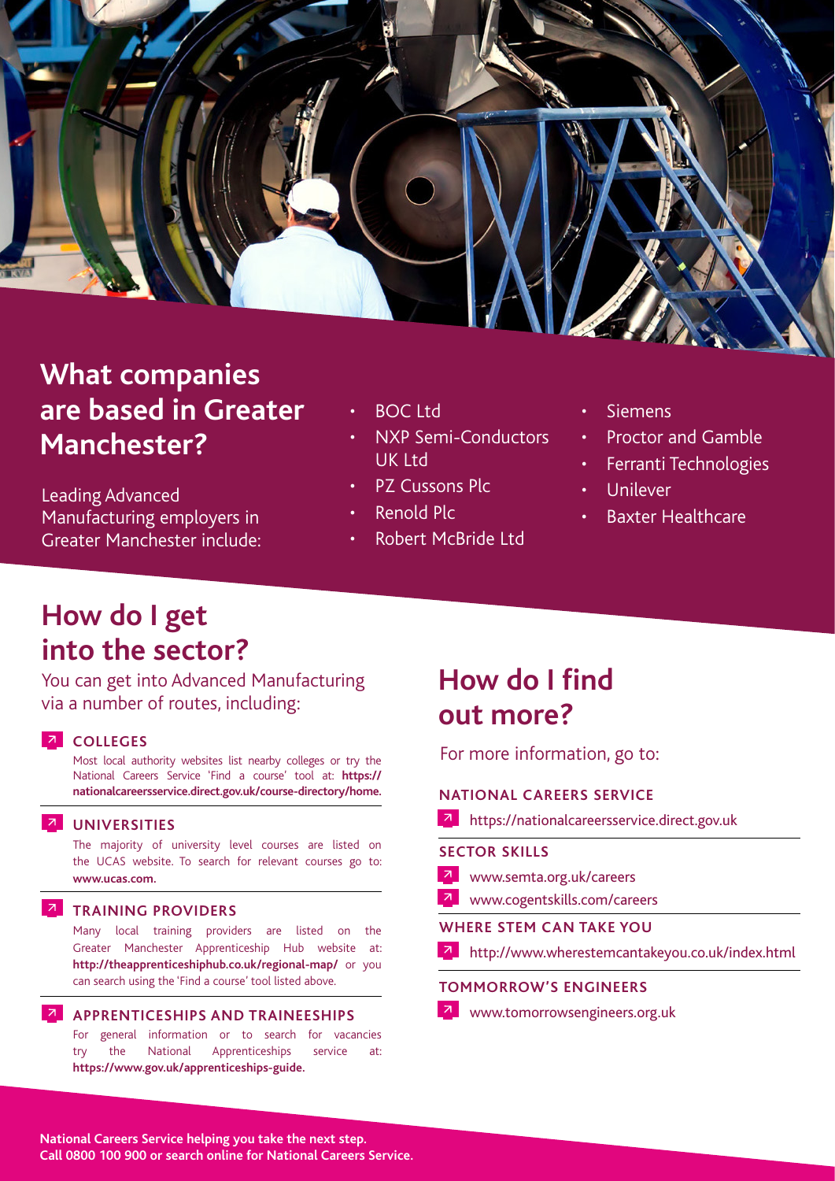## What companies are based in Greater Manchester?

Leading Advanced Manufacturing employers in Greater Manchester include:

- BOC Ltd
- NXP Semi-Conductors UK Ltd
- PZ Cussons Plc
- Renold Plc
- Robert McBride Ltd
- Siemens
- Proctor and Gamble
- Ferranti Technologies
- Unilever
- Baxter Healthcare

## How do I get into the sector?

You can get into Advanced Manufacturing via a number of routes, including:

### COLLEGES

Most local authority websites list nearby colleges or try the National Careers Service 'Find a course' tool at: **https://nationalcareersservice.direct.gov.uk/course-directory/home.**

### UNIVERSITIES

The majority of university level courses are listed on the UCAS website. To search for relevant courses go to: **www.ucas.com.**

### TRAINING PROVIDERS

Many local training providers are listed on the Greater Manchester Apprenticeship Hub website at: **http://theapprenticeshiphub.co.uk/regional-map/** or you can search using the 'Find a course' tool listed above.

### APPRENTICESHIPS AND TRAINEESHIPS

For general information or to search for vacancies try the National Apprenticeships service at: **https://www.gov.uk/apprenticeships-guide.**

## How do I find out more?

For more information, go to:

### NATIONAL CAREERS SERVICE

- https://nationalcareersservice.direct.gov.uk

### SECTOR SKILLS

- www.semta.org.uk/careers
- www.cogentskills.com/careers

### WHERE STEM CAN TAKE YOU

- http://www.wherestemcantakeyou.co.uk/index.html

### TOMMORROW'S ENGINEERS

- www.tomorrowsengineers.org.uk

**National Careers Service helping you take the next step.**
**Call 0800 100 900 or search online for National Careers Service.**